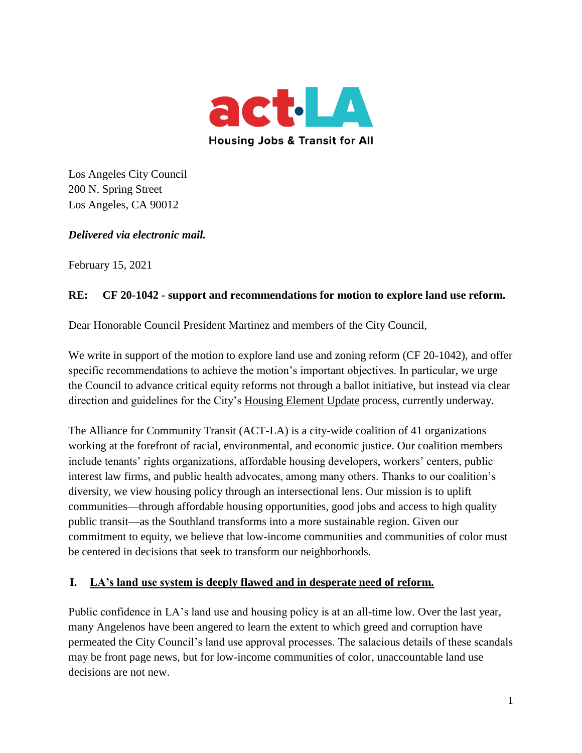act·LA

Housing Jobs & Transit for All

Los Angeles City Council
200 N. Spring Street
Los Angeles, CA 90012

***Delivered via electronic mail.***

February 15, 2021

**RE: CF 20-1042 - support and recommendations for motion to explore land use reform.**

Dear Honorable Council President Martinez and members of the City Council,

We write in support of the motion to explore land use and zoning reform (CF 20-1042), and offer specific recommendations to achieve the motion's important objectives. In particular, we urge the Council to advance critical equity reforms not through a ballot initiative, but instead via clear direction and guidelines for the City's Housing Element Update process, currently underway.

The Alliance for Community Transit (ACT-LA) is a city-wide coalition of 41 organizations working at the forefront of racial, environmental, and economic justice. Our coalition members include tenants' rights organizations, affordable housing developers, workers' centers, public interest law firms, and public health advocates, among many others. Thanks to our coalition's diversity, we view housing policy through an intersectional lens. Our mission is to uplift communities—through affordable housing opportunities, good jobs and access to high quality public transit—as the Southland transforms into a more sustainable region. Given our commitment to equity, we believe that low-income communities and communities of color must be centered in decisions that seek to transform our neighborhoods.

## I. LA's land use system is deeply flawed and in desperate need of reform.

Public confidence in LA's land use and housing policy is at an all-time low. Over the last year, many Angelenos have been angered to learn the extent to which greed and corruption have permeated the City Council's land use approval processes. The salacious details of these scandals may be front page news, but for low-income communities of color, unaccountable land use decisions are not new.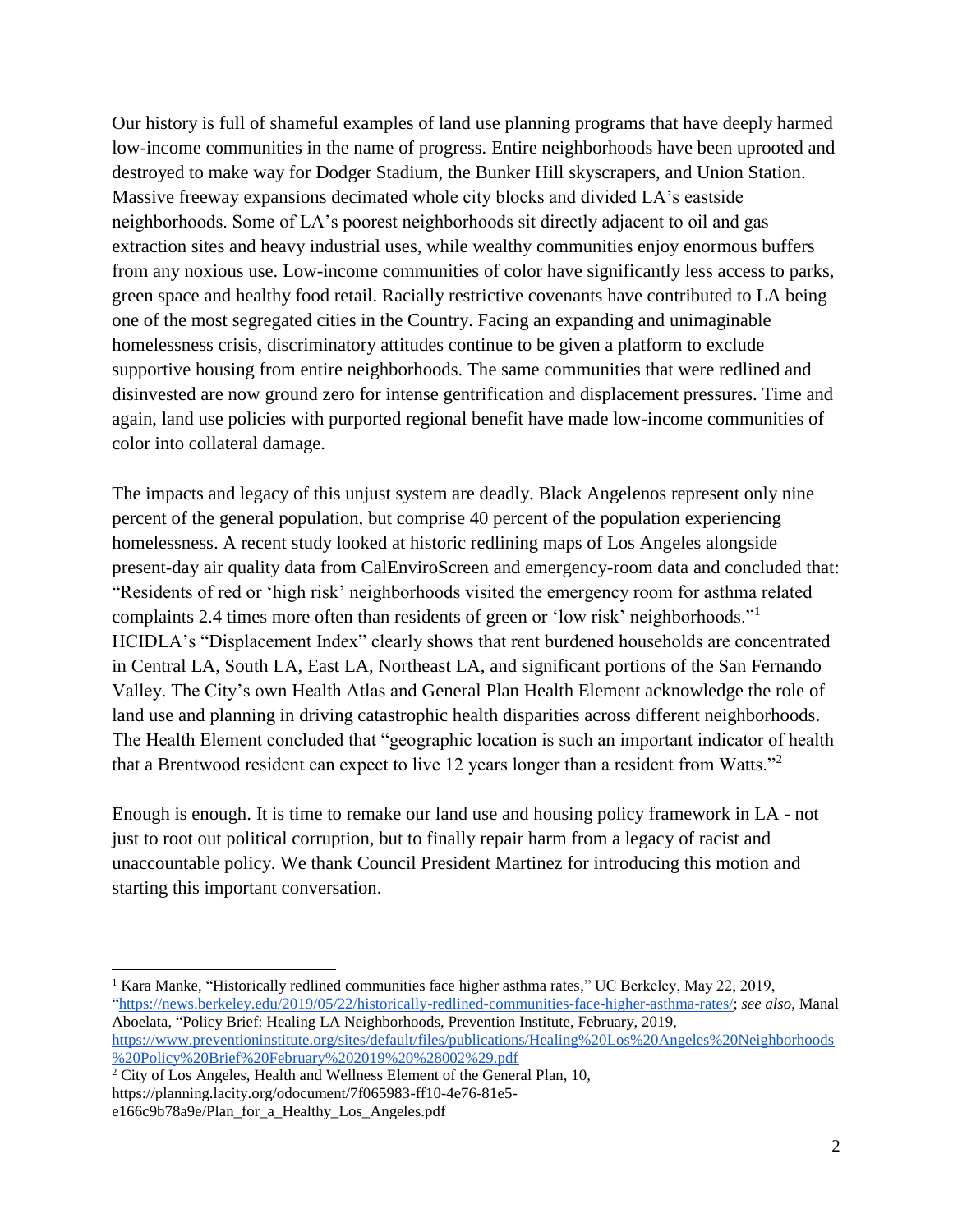Our history is full of shameful examples of land use planning programs that have deeply harmed low-income communities in the name of progress. Entire neighborhoods have been uprooted and destroyed to make way for Dodger Stadium, the Bunker Hill skyscrapers, and Union Station. Massive freeway expansions decimated whole city blocks and divided LA's eastside neighborhoods. Some of LA's poorest neighborhoods sit directly adjacent to oil and gas extraction sites and heavy industrial uses, while wealthy communities enjoy enormous buffers from any noxious use. Low-income communities of color have significantly less access to parks, green space and healthy food retail. Racially restrictive covenants have contributed to LA being one of the most segregated cities in the Country. Facing an expanding and unimaginable homelessness crisis, discriminatory attitudes continue to be given a platform to exclude supportive housing from entire neighborhoods. The same communities that were redlined and disinvested are now ground zero for intense gentrification and displacement pressures. Time and again, land use policies with purported regional benefit have made low-income communities of color into collateral damage.

The impacts and legacy of this unjust system are deadly. Black Angelenos represent only nine percent of the general population, but comprise 40 percent of the population experiencing homelessness. A recent study looked at historic redlining maps of Los Angeles alongside present-day air quality data from CalEnviroScreen and emergency-room data and concluded that: "Residents of red or 'high risk' neighborhoods visited the emergency room for asthma related complaints 2.4 times more often than residents of green or 'low risk' neighborhoods."[1] HCIDLA's "Displacement Index" clearly shows that rent burdened households are concentrated in Central LA, South LA, East LA, Northeast LA, and significant portions of the San Fernando Valley. The City's own Health Atlas and General Plan Health Element acknowledge the role of land use and planning in driving catastrophic health disparities across different neighborhoods. The Health Element concluded that "geographic location is such an important indicator of health that a Brentwood resident can expect to live 12 years longer than a resident from Watts."[2]

Enough is enough. It is time to remake our land use and housing policy framework in LA - not just to root out political corruption, but to finally repair harm from a legacy of racist and unaccountable policy. We thank Council President Martinez for introducing this motion and starting this important conversation.

---

[1] Kara Manke, "Historically redlined communities face higher asthma rates," UC Berkeley, May 22, 2019, "https://news.berkeley.edu/2019/05/22/historically-redlined-communities-face-higher-asthma-rates/; *see also*, Manal Aboelata, "Policy Brief: Healing LA Neighborhoods, Prevention Institute, February, 2019, https://www.preventioninstitute.org/sites/default/files/publications/Healing%20Los%20Angeles%20Neighborhoods%20Policy%20Brief%20February%202019%20%28002%29.pdf

[2] City of Los Angeles, Health and Wellness Element of the General Plan, 10, https://planning.lacity.org/odocument/7f065983-ff10-4e76-81e5-e166c9b78a9e/Plan_for_a_Healthy_Los_Angeles.pdf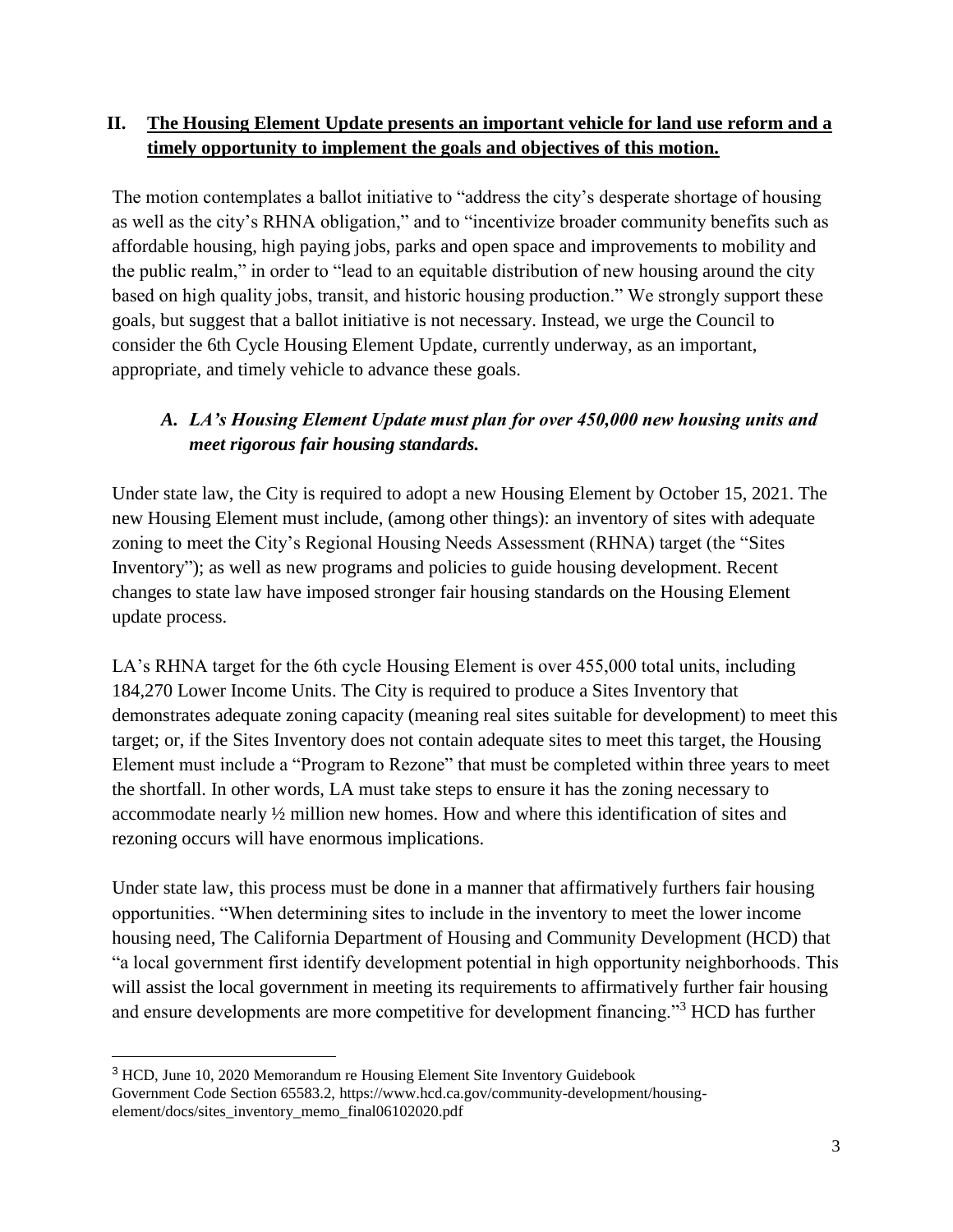## II. **The Housing Element Update presents an important vehicle for land use reform and a timely opportunity to implement the goals and objectives of this motion.**

The motion contemplates a ballot initiative to "address the city's desperate shortage of housing as well as the city's RHNA obligation," and to "incentivize broader community benefits such as affordable housing, high paying jobs, parks and open space and improvements to mobility and the public realm," in order to "lead to an equitable distribution of new housing around the city based on high quality jobs, transit, and historic housing production." We strongly support these goals, but suggest that a ballot initiative is not necessary. Instead, we urge the Council to consider the 6th Cycle Housing Element Update, currently underway, as an important, appropriate, and timely vehicle to advance these goals.

### *A. LA's Housing Element Update must plan for over 450,000 new housing units and meet rigorous fair housing standards.*

Under state law, the City is required to adopt a new Housing Element by October 15, 2021. The new Housing Element must include, (among other things): an inventory of sites with adequate zoning to meet the City's Regional Housing Needs Assessment (RHNA) target (the "Sites Inventory"); as well as new programs and policies to guide housing development. Recent changes to state law have imposed stronger fair housing standards on the Housing Element update process.

LA's RHNA target for the 6th cycle Housing Element is over 455,000 total units, including 184,270 Lower Income Units. The City is required to produce a Sites Inventory that demonstrates adequate zoning capacity (meaning real sites suitable for development) to meet this target; or, if the Sites Inventory does not contain adequate sites to meet this target, the Housing Element must include a "Program to Rezone" that must be completed within three years to meet the shortfall. In other words, LA must take steps to ensure it has the zoning necessary to accommodate nearly ½ million new homes. How and where this identification of sites and rezoning occurs will have enormous implications.

Under state law, this process must be done in a manner that affirmatively furthers fair housing opportunities. "When determining sites to include in the inventory to meet the lower income housing need, The California Department of Housing and Community Development (HCD) that "a local government first identify development potential in high opportunity neighborhoods. This will assist the local government in meeting its requirements to affirmatively further fair housing and ensure developments are more competitive for development financing."[3] HCD has further

---

[3] HCD, June 10, 2020 Memorandum re Housing Element Site Inventory Guidebook Government Code Section 65583.2, https://www.hcd.ca.gov/community-development/housing-element/docs/sites_inventory_memo_final06102020.pdf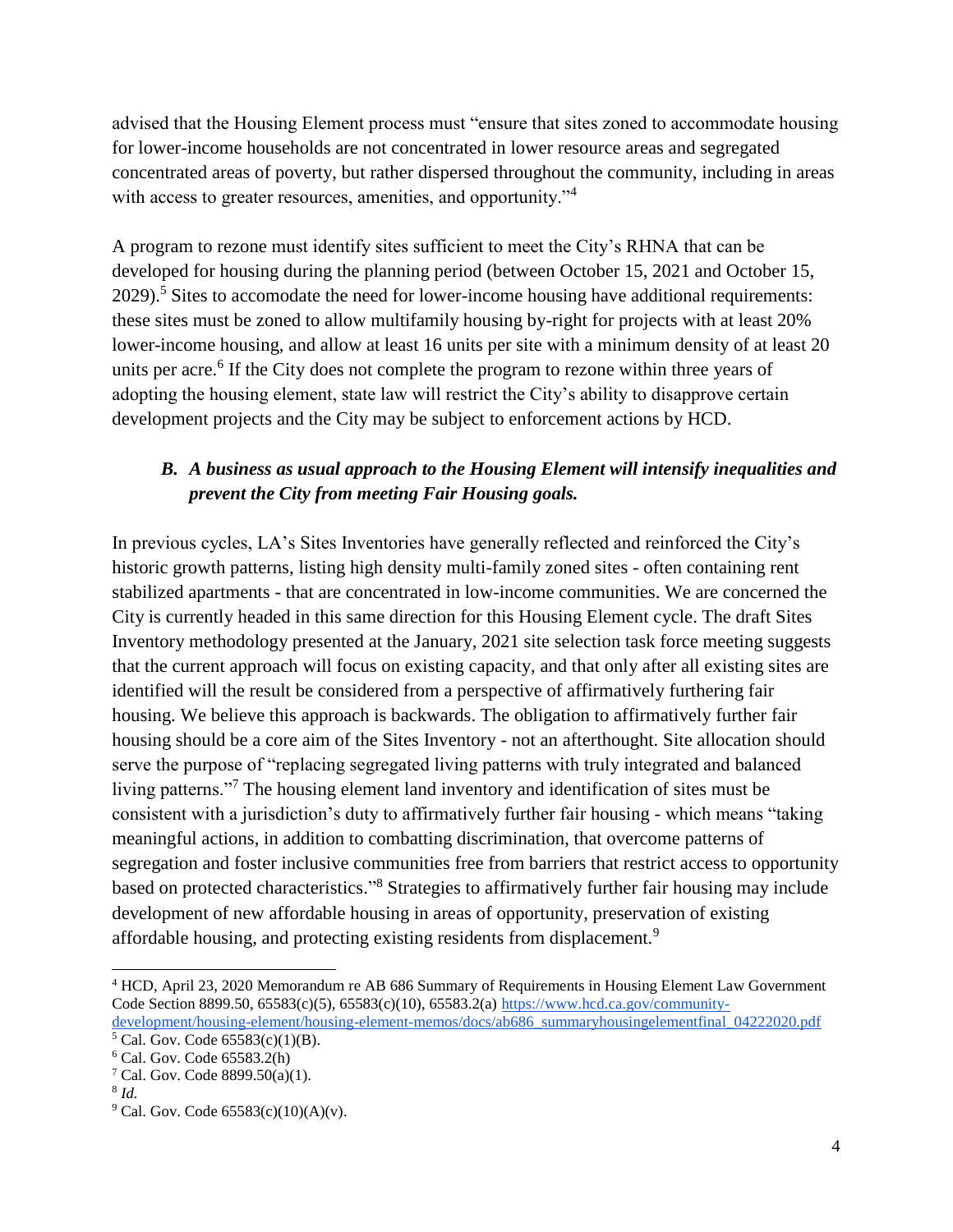advised that the Housing Element process must "ensure that sites zoned to accommodate housing for lower-income households are not concentrated in lower resource areas and segregated concentrated areas of poverty, but rather dispersed throughout the community, including in areas with access to greater resources, amenities, and opportunity."[4]

A program to rezone must identify sites sufficient to meet the City's RHNA that can be developed for housing during the planning period (between October 15, 2021 and October 15, 2029).[5] Sites to accomodate the need for lower-income housing have additional requirements: these sites must be zoned to allow multifamily housing by-right for projects with at least 20% lower-income housing, and allow at least 16 units per site with a minimum density of at least 20 units per acre.[6] If the City does not complete the program to rezone within three years of adopting the housing element, state law will restrict the City's ability to disapprove certain development projects and the City may be subject to enforcement actions by HCD.

### *B. A business as usual approach to the Housing Element will intensify inequalities and prevent the City from meeting Fair Housing goals.*

In previous cycles, LA's Sites Inventories have generally reflected and reinforced the City's historic growth patterns, listing high density multi-family zoned sites - often containing rent stabilized apartments - that are concentrated in low-income communities. We are concerned the City is currently headed in this same direction for this Housing Element cycle. The draft Sites Inventory methodology presented at the January, 2021 site selection task force meeting suggests that the current approach will focus on existing capacity, and that only after all existing sites are identified will the result be considered from a perspective of affirmatively furthering fair housing. We believe this approach is backwards. The obligation to affirmatively further fair housing should be a core aim of the Sites Inventory - not an afterthought. Site allocation should serve the purpose of "replacing segregated living patterns with truly integrated and balanced living patterns."[7] The housing element land inventory and identification of sites must be consistent with a jurisdiction's duty to affirmatively further fair housing - which means "taking meaningful actions, in addition to combatting discrimination, that overcome patterns of segregation and foster inclusive communities free from barriers that restrict access to opportunity based on protected characteristics."[8] Strategies to affirmatively further fair housing may include development of new affordable housing in areas of opportunity, preservation of existing affordable housing, and protecting existing residents from displacement.[9]

---

[4] HCD, April 23, 2020 Memorandum re AB 686 Summary of Requirements in Housing Element Law Government Code Section 8899.50, 65583(c)(5), 65583(c)(10), 65583.2(a) https://www.hcd.ca.gov/community-development/housing-element/housing-element-memos/docs/ab686_summaryhousingelementfinal_04222020.pdf

[5] Cal. Gov. Code 65583(c)(1)(B).

[6] Cal. Gov. Code 65583.2(h)

[7] Cal. Gov. Code 8899.50(a)(1).

[8] *Id.*

[9] Cal. Gov. Code 65583(c)(10)(A)(v).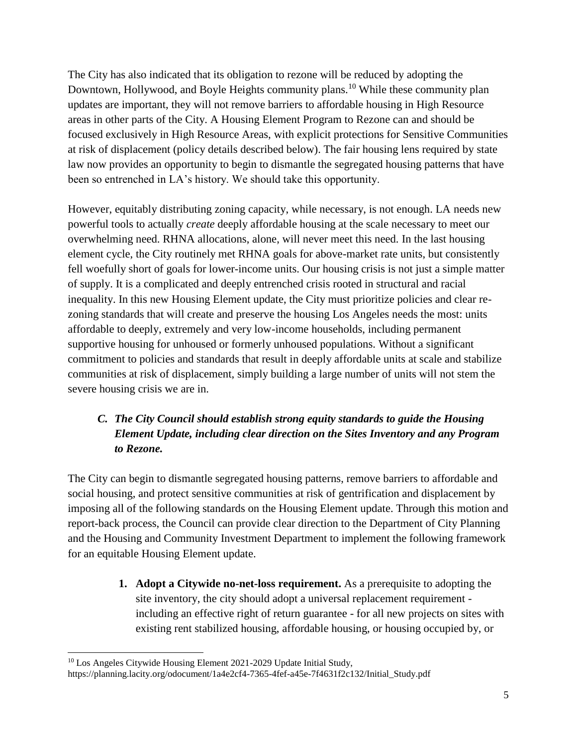The City has also indicated that its obligation to rezone will be reduced by adopting the Downtown, Hollywood, and Boyle Heights community plans.[10] While these community plan updates are important, they will not remove barriers to affordable housing in High Resource areas in other parts of the City. A Housing Element Program to Rezone can and should be focused exclusively in High Resource Areas, with explicit protections for Sensitive Communities at risk of displacement (policy details described below). The fair housing lens required by state law now provides an opportunity to begin to dismantle the segregated housing patterns that have been so entrenched in LA's history. We should take this opportunity.

However, equitably distributing zoning capacity, while necessary, is not enough. LA needs new powerful tools to actually *create* deeply affordable housing at the scale necessary to meet our overwhelming need. RHNA allocations, alone, will never meet this need. In the last housing element cycle, the City routinely met RHNA goals for above-market rate units, but consistently fell woefully short of goals for lower-income units. Our housing crisis is not just a simple matter of supply. It is a complicated and deeply entrenched crisis rooted in structural and racial inequality. In this new Housing Element update, the City must prioritize policies and clear re-zoning standards that will create and preserve the housing Los Angeles needs the most: units affordable to deeply, extremely and very low-income households, including permanent supportive housing for unhoused or formerly unhoused populations. Without a significant commitment to policies and standards that result in deeply affordable units at scale and stabilize communities at risk of displacement, simply building a large number of units will not stem the severe housing crisis we are in.

### *C. The City Council should establish strong equity standards to guide the Housing Element Update, including clear direction on the Sites Inventory and any Program to Rezone.*

The City can begin to dismantle segregated housing patterns, remove barriers to affordable and social housing, and protect sensitive communities at risk of gentrification and displacement by imposing all of the following standards on the Housing Element update. Through this motion and report-back process, the Council can provide clear direction to the Department of City Planning and the Housing and Community Investment Department to implement the following framework for an equitable Housing Element update.

1. **Adopt a Citywide no-net-loss requirement.** As a prerequisite to adopting the site inventory, the city should adopt a universal replacement requirement - including an effective right of return guarantee - for all new projects on sites with existing rent stabilized housing, affordable housing, or housing occupied by, or

---

[10] Los Angeles Citywide Housing Element 2021-2029 Update Initial Study, https://planning.lacity.org/odocument/1a4e2cf4-7365-4fef-a45e-7f4631f2c132/Initial_Study.pdf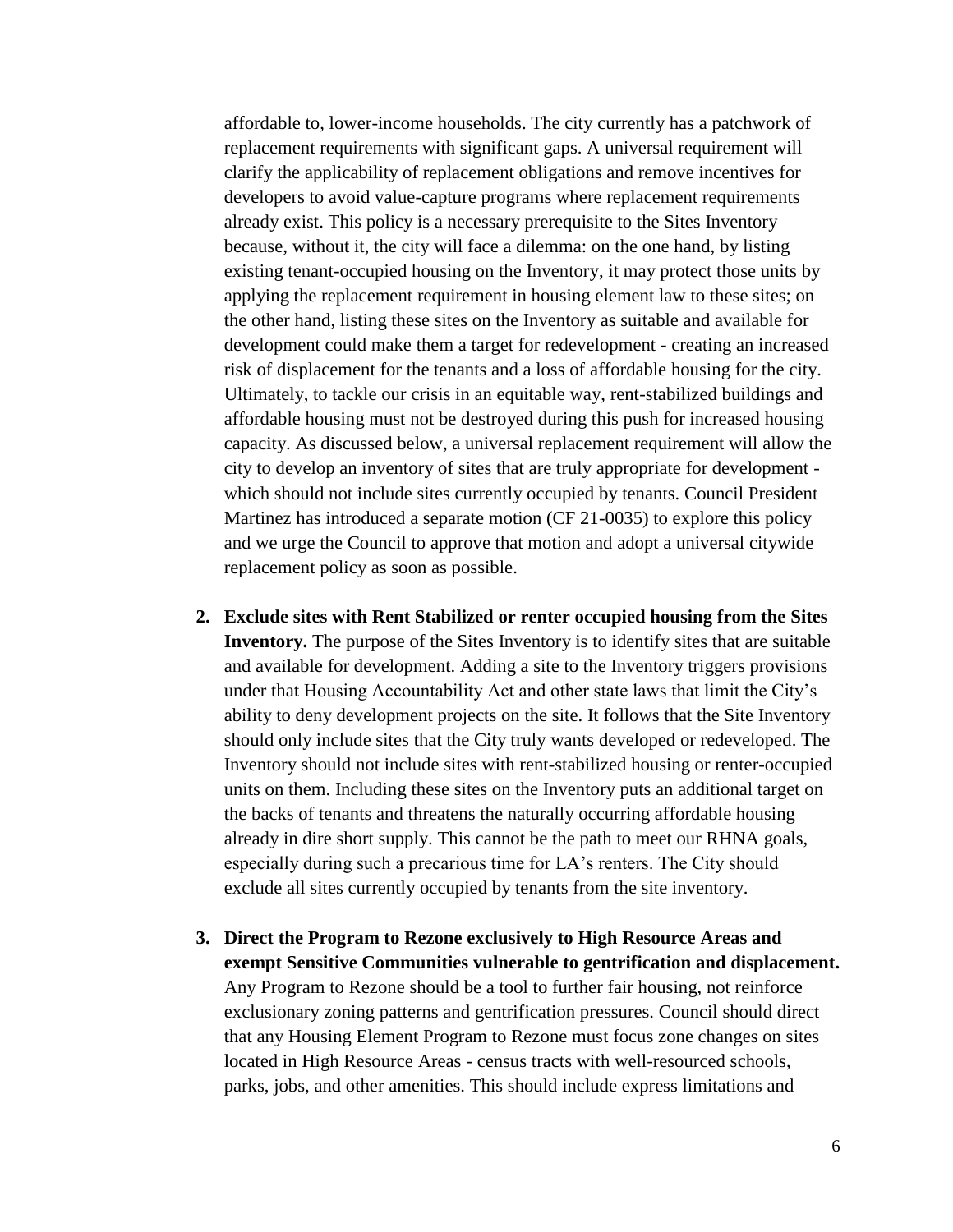affordable to, lower-income households. The city currently has a patchwork of replacement requirements with significant gaps. A universal requirement will clarify the applicability of replacement obligations and remove incentives for developers to avoid value-capture programs where replacement requirements already exist. This policy is a necessary prerequisite to the Sites Inventory because, without it, the city will face a dilemma: on the one hand, by listing existing tenant-occupied housing on the Inventory, it may protect those units by applying the replacement requirement in housing element law to these sites; on the other hand, listing these sites on the Inventory as suitable and available for development could make them a target for redevelopment - creating an increased risk of displacement for the tenants and a loss of affordable housing for the city. Ultimately, to tackle our crisis in an equitable way, rent-stabilized buildings and affordable housing must not be destroyed during this push for increased housing capacity. As discussed below, a universal replacement requirement will allow the city to develop an inventory of sites that are truly appropriate for development - which should not include sites currently occupied by tenants. Council President Martinez has introduced a separate motion (CF 21-0035) to explore this policy and we urge the Council to approve that motion and adopt a universal citywide replacement policy as soon as possible.

2. **Exclude sites with Rent Stabilized or renter occupied housing from the Sites Inventory.** The purpose of the Sites Inventory is to identify sites that are suitable and available for development. Adding a site to the Inventory triggers provisions under that Housing Accountability Act and other state laws that limit the City's ability to deny development projects on the site. It follows that the Site Inventory should only include sites that the City truly wants developed or redeveloped. The Inventory should not include sites with rent-stabilized housing or renter-occupied units on them. Including these sites on the Inventory puts an additional target on the backs of tenants and threatens the naturally occurring affordable housing already in dire short supply. This cannot be the path to meet our RHNA goals, especially during such a precarious time for LA's renters. The City should exclude all sites currently occupied by tenants from the site inventory.

3. **Direct the Program to Rezone exclusively to High Resource Areas and exempt Sensitive Communities vulnerable to gentrification and displacement.** Any Program to Rezone should be a tool to further fair housing, not reinforce exclusionary zoning patterns and gentrification pressures. Council should direct that any Housing Element Program to Rezone must focus zone changes on sites located in High Resource Areas - census tracts with well-resourced schools, parks, jobs, and other amenities. This should include express limitations and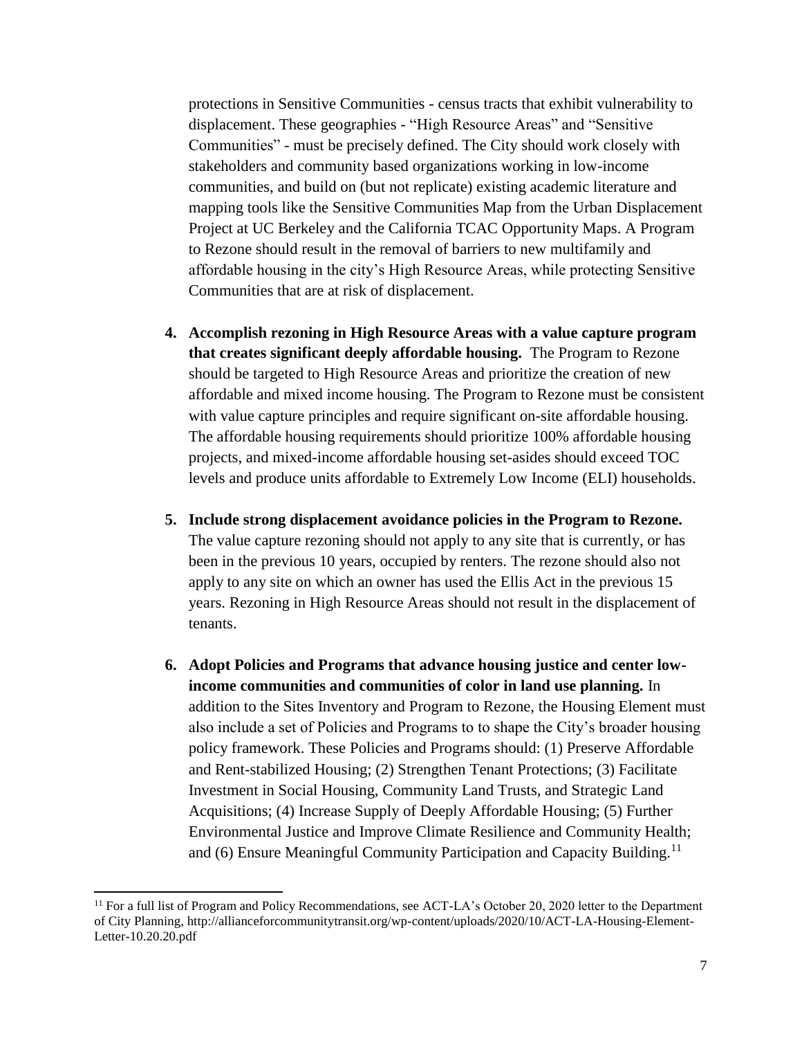protections in Sensitive Communities - census tracts that exhibit vulnerability to displacement. These geographies - "High Resource Areas" and "Sensitive Communities" - must be precisely defined. The City should work closely with stakeholders and community based organizations working in low-income communities, and build on (but not replicate) existing academic literature and mapping tools like the Sensitive Communities Map from the Urban Displacement Project at UC Berkeley and the California TCAC Opportunity Maps. A Program to Rezone should result in the removal of barriers to new multifamily and affordable housing in the city's High Resource Areas, while protecting Sensitive Communities that are at risk of displacement.

4. **Accomplish rezoning in High Resource Areas with a value capture program that creates significant deeply affordable housing.** The Program to Rezone should be targeted to High Resource Areas and prioritize the creation of new affordable and mixed income housing. The Program to Rezone must be consistent with value capture principles and require significant on-site affordable housing. The affordable housing requirements should prioritize 100% affordable housing projects, and mixed-income affordable housing set-asides should exceed TOC levels and produce units affordable to Extremely Low Income (ELI) households.

5. **Include strong displacement avoidance policies in the Program to Rezone.** The value capture rezoning should not apply to any site that is currently, or has been in the previous 10 years, occupied by renters. The rezone should also not apply to any site on which an owner has used the Ellis Act in the previous 15 years. Rezoning in High Resource Areas should not result in the displacement of tenants.

6. **Adopt Policies and Programs that advance housing justice and center low-income communities and communities of color in land use planning.** In addition to the Sites Inventory and Program to Rezone, the Housing Element must also include a set of Policies and Programs to to shape the City's broader housing policy framework. These Policies and Programs should: (1) Preserve Affordable and Rent-stabilized Housing; (2) Strengthen Tenant Protections; (3) Facilitate Investment in Social Housing, Community Land Trusts, and Strategic Land Acquisitions; (4) Increase Supply of Deeply Affordable Housing; (5) Further Environmental Justice and Improve Climate Resilience and Community Health; and (6) Ensure Meaningful Community Participation and Capacity Building.[11]

---

[11] For a full list of Program and Policy Recommendations, see ACT-LA's October 20, 2020 letter to the Department of City Planning, http://allianceforcommunitytransit.org/wp-content/uploads/2020/10/ACT-LA-Housing-Element-Letter-10.20.20.pdf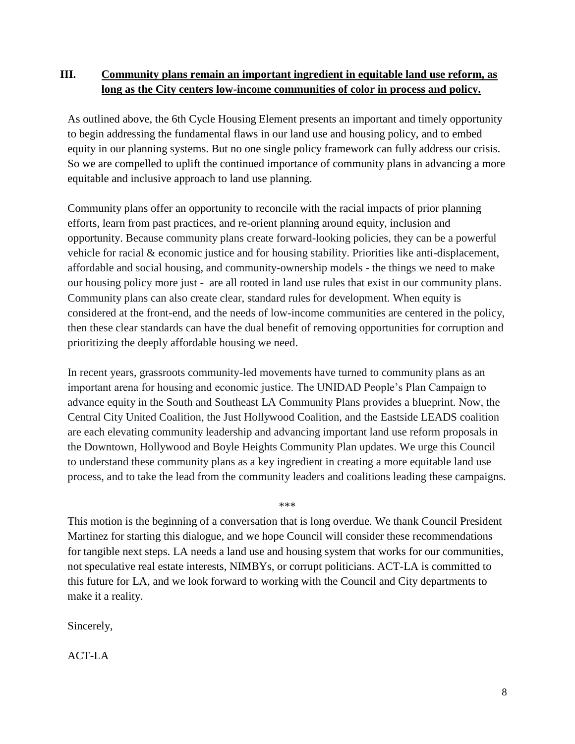## III. <u>Community plans remain an important ingredient in equitable land use reform, as long as the City centers low-income communities of color in process and policy.</u>

As outlined above, the 6th Cycle Housing Element presents an important and timely opportunity to begin addressing the fundamental flaws in our land use and housing policy, and to embed equity in our planning systems. But no one single policy framework can fully address our crisis. So we are compelled to uplift the continued importance of community plans in advancing a more equitable and inclusive approach to land use planning.

Community plans offer an opportunity to reconcile with the racial impacts of prior planning efforts, learn from past practices, and re-orient planning around equity, inclusion and opportunity. Because community plans create forward-looking policies, they can be a powerful vehicle for racial & economic justice and for housing stability. Priorities like anti-displacement, affordable and social housing, and community-ownership models - the things we need to make our housing policy more just - are all rooted in land use rules that exist in our community plans. Community plans can also create clear, standard rules for development. When equity is considered at the front-end, and the needs of low-income communities are centered in the policy, then these clear standards can have the dual benefit of removing opportunities for corruption and prioritizing the deeply affordable housing we need.

In recent years, grassroots community-led movements have turned to community plans as an important arena for housing and economic justice. The UNIDAD People's Plan Campaign to advance equity in the South and Southeast LA Community Plans provides a blueprint. Now, the Central City United Coalition, the Just Hollywood Coalition, and the Eastside LEADS coalition are each elevating community leadership and advancing important land use reform proposals in the Downtown, Hollywood and Boyle Heights Community Plan updates. We urge this Council to understand these community plans as a key ingredient in creating a more equitable land use process, and to take the lead from the community leaders and coalitions leading these campaigns.

***

This motion is the beginning of a conversation that is long overdue. We thank Council President Martinez for starting this dialogue, and we hope Council will consider these recommendations for tangible next steps. LA needs a land use and housing system that works for our communities, not speculative real estate interests, NIMBYs, or corrupt politicians. ACT-LA is committed to this future for LA, and we look forward to working with the Council and City departments to make it a reality.

Sincerely,

ACT-LA